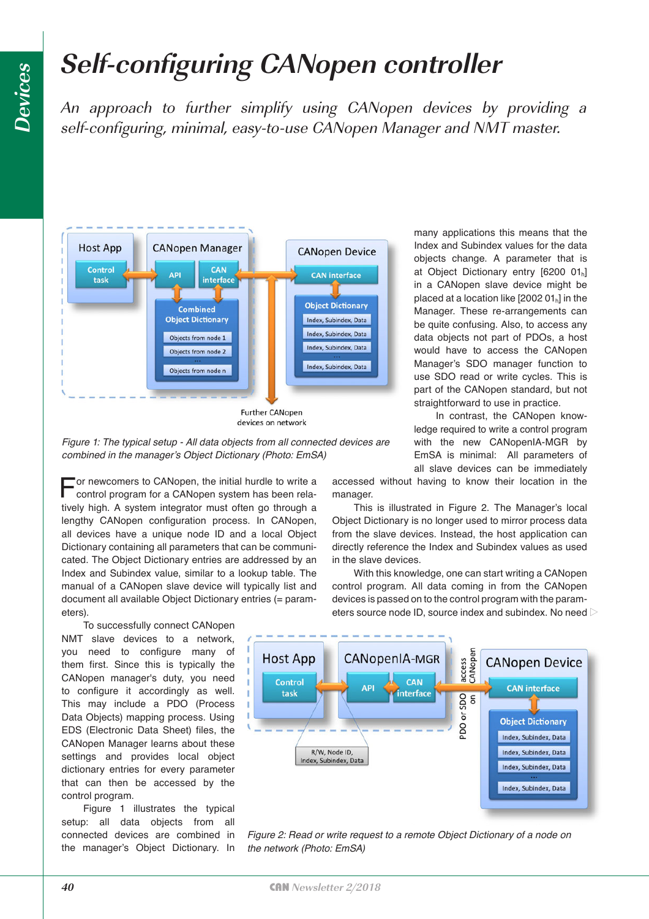# Self-configuring CANopen controller

*An approach to further simplify using CANopen devices by providing a self-configuring, minimal, easy-to-use CANopen Manager and NMT master.*

Figure 1: The typical setup - All data objects from all connected devices are combined in the manager's Object Dictionary (Photo: EmSA)

For newcomers to CANopen, the initial hurdle to write a control program for a CANopen system has been relatively high. A system integrator must often go through a lengthy CANopen configuration process. In CANopen, all devices have a unique node ID and a local Object Dictionary containing all parameters that can be communicated. The Object Dictionary entries are addressed by an Index and Subindex value, similar to a lookup table. The manual of a CANopen slave device will typically list and document all available Object Dictionary entries (= parameters).

To successfully connect CANopen NMT slave devices to a network, you need to configure many of them first. Since this is typically the CANopen manager's duty, you need to configure it accordingly as well. This may include a PDO (Process Data Objects) mapping process. Using EDS (Electronic Data Sheet) files, the CANopen Manager learns about these settings and provides local object dictionary entries for every parameter that can then be accessed by the control program.

Figure 1 illustrates the typical setup: all data objects from all connected devices are combined in the manager's Object Dictionary. In many applications this means that the Index and Subindex values for the data objects change. A parameter that is at Object Dictionary entry [6200 $01_h$] in a CANopen slave device might be placed at a location like [2002 $01_h$] in the Manager. These re-arrangements can be quite confusing. Also, to access any data objects not part of PDOs, a host would have to access the CANopen Manager's SDO manager function to use SDO read or write cycles. This is part of the CANopen standard, but not straightforward to use in practice.

In contrast, the CANopen knowledge required to write a control program with the new CANopenIA-MGR by EmSA is minimal: All parameters of all slave devices can be immediately accessed without having to know their location in the manager.

This is illustrated in Figure 2. The Manager's local Object Dictionary is no longer used to mirror process data from the slave devices. Instead, the host application can directly reference the Index and Subindex values as used in the slave devices.

With this knowledge, one can start writing a CANopen control program. All data coming in from the CANopen devices is passed on to the control program with the parameters source node ID, source index and subindex. No need ▷

Figure 2: Read or write request to a remote Object Dictionary of a node on the network (Photo: EmSA)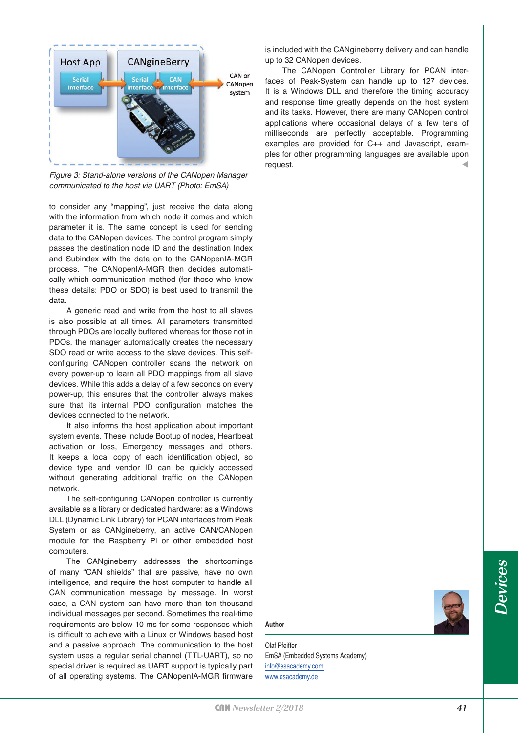*Figure 3: Stand-alone versions of the CANopen Manager communicated to the host via UART (Photo: EmSA)*

to consider any "mapping", just receive the data along with the information from which node it comes and which parameter it is. The same concept is used for sending data to the CANopen devices. The control program simply passes the destination node ID and the destination Index and Subindex with the data on to the CANopenIA-MGR process. The CANopenIA-MGR then decides automatically which communication method (for those who know these details: PDO or SDO) is best used to transmit the data.

A generic read and write from the host to all slaves is also possible at all times. All parameters transmitted through PDOs are locally buffered whereas for those not in PDOs, the manager automatically creates the necessary SDO read or write access to the slave devices. This self-configuring CANopen controller scans the network on every power-up to learn all PDO mappings from all slave devices. While this adds a delay of a few seconds on every power-up, this ensures that the controller always makes sure that its internal PDO configuration matches the devices connected to the network.

It also informs the host application about important system events. These include Bootup of nodes, Heartbeat activation or loss, Emergency messages and others. It keeps a local copy of each identification object, so device type and vendor ID can be quickly accessed without generating additional traffic on the CANopen network.

The self-configuring CANopen controller is currently available as a library or dedicated hardware: as a Windows DLL (Dynamic Link Library) for PCAN interfaces from Peak System or as CANgineberry, an active CAN/CANopen module for the Raspberry Pi or other embedded host computers.

The CANgineberry addresses the shortcomings of many "CAN shields" that are passive, have no own intelligence, and require the host computer to handle all CAN communication message by message. In worst case, a CAN system can have more than ten thousand individual messages per second. Sometimes the real-time requirements are below 10 ms for some responses which is difficult to achieve with a Linux or Windows based host and a passive approach. The communication to the host system uses a regular serial channel (TTL-UART), so no special driver is required as UART support is typically part of all operating systems. The CANopenIA-MGR firmware is included with the CANgineberry delivery and can handle up to 32 CANopen devices.

The CANopen Controller Library for PCAN interfaces of Peak-System can handle up to 127 devices. It is a Windows DLL and therefore the timing accuracy and response time greatly depends on the host system and its tasks. However, there are many CANopen control applications where occasional delays of a few tens of milliseconds are perfectly acceptable. Programming examples are provided for C++ and Javascript, examples for other programming languages are available upon request.

**Author**

Olaf Pfeiffer
EmSA (Embedded Systems Academy)
info@esacademy.com
www.esacademy.de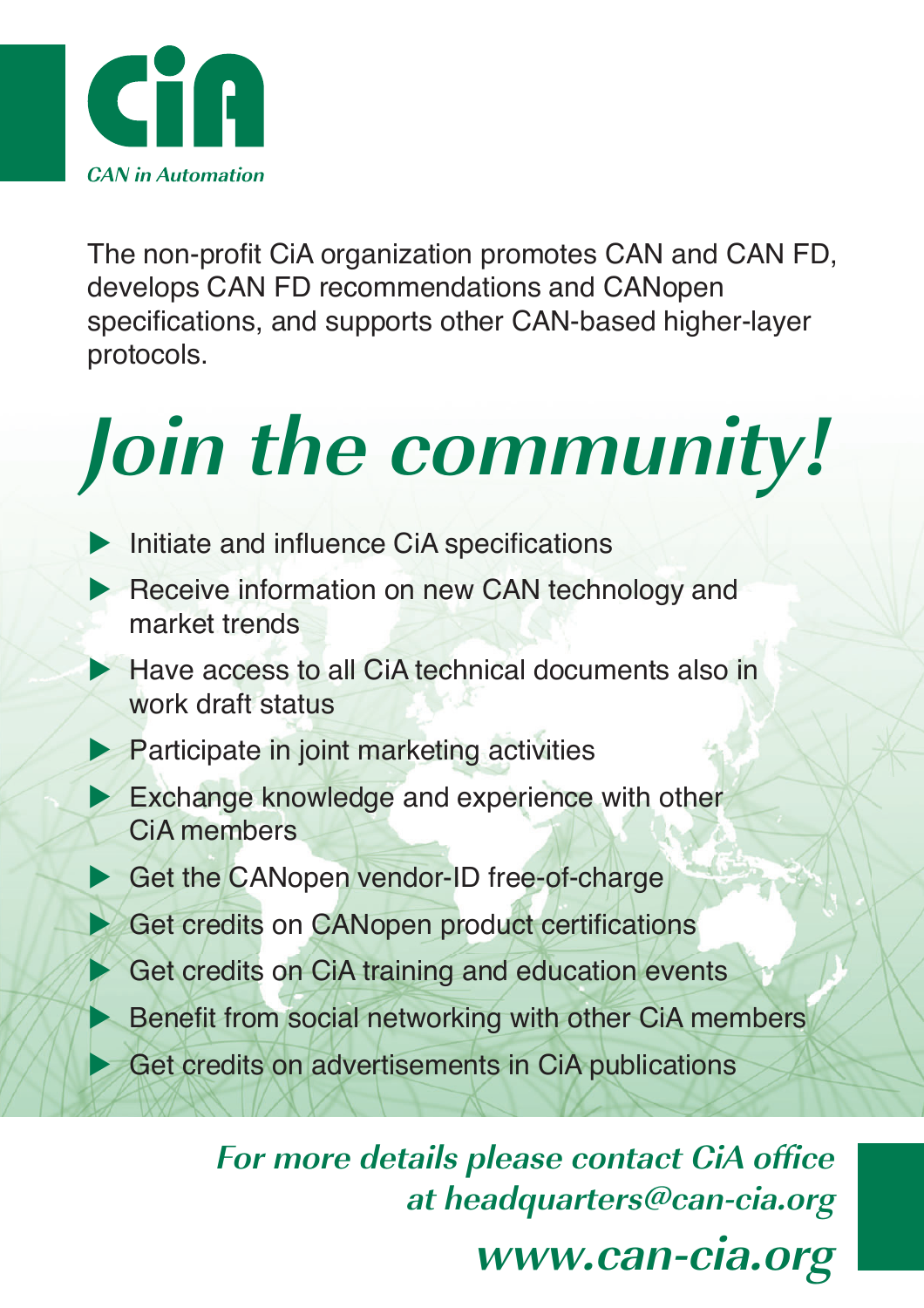**CiA**

*CAN in Automation*

The non-profit CiA organization promotes CAN and CAN FD, develops CAN FD recommendations and CANopen specifications, and supports other CAN-based higher-layer protocols.

# *Join the community!*

- Initiate and influence CiA specifications
- Receive information on new CAN technology and market trends
- Have access to all CiA technical documents also in work draft status
- Participate in joint marketing activities
- Exchange knowledge and experience with other CiA members
- Get the CANopen vendor-ID free-of-charge
- Get credits on CANopen product certifications
- Get credits on CiA training and education events
- Benefit from social networking with other CiA members
- Get credits on advertisements in CiA publications

***For more details please contact CiA office at headquarters@can-cia.org***

***www.can-cia.org***